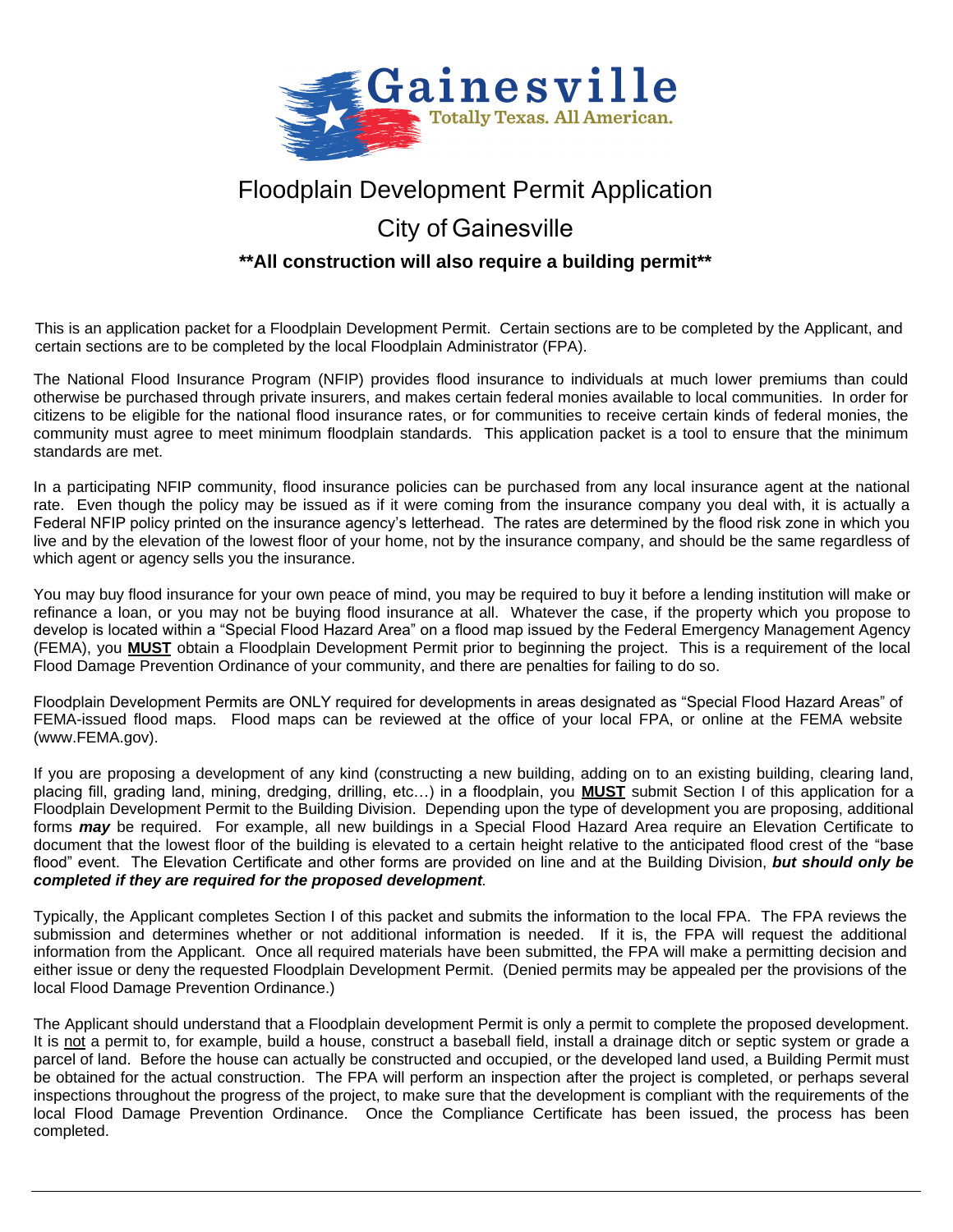Gainesville

Totally Texas. All American.

# Floodplain Development Permit Application

## City of Gainesville

### **All construction will also require a building permit**

This is an application packet for a Floodplain Development Permit. Certain sections are to be completed by the Applicant, and certain sections are to be completed by the local Floodplain Administrator (FPA).

The National Flood Insurance Program (NFIP) provides flood insurance to individuals at much lower premiums than could otherwise be purchased through private insurers, and makes certain federal monies available to local communities. In order for citizens to be eligible for the national flood insurance rates, or for communities to receive certain kinds of federal monies, the community must agree to meet minimum floodplain standards. This application packet is a tool to ensure that the minimum standards are met.

In a participating NFIP community, flood insurance policies can be purchased from any local insurance agent at the national rate. Even though the policy may be issued as if it were coming from the insurance company you deal with, it is actually a Federal NFIP policy printed on the insurance agency's letterhead. The rates are determined by the flood risk zone in which you live and by the elevation of the lowest floor of your home, not by the insurance company, and should be the same regardless of which agent or agency sells you the insurance.

You may buy flood insurance for your own peace of mind, you may be required to buy it before a lending institution will make or refinance a loan, or you may not be buying flood insurance at all. Whatever the case, if the property which you propose to develop is located within a "Special Flood Hazard Area" on a flood map issued by the Federal Emergency Management Agency (FEMA), you **MUST** obtain a Floodplain Development Permit prior to beginning the project. This is a requirement of the local Flood Damage Prevention Ordinance of your community, and there are penalties for failing to do so.

Floodplain Development Permits are ONLY required for developments in areas designated as "Special Flood Hazard Areas" of FEMA-issued flood maps. Flood maps can be reviewed at the office of your local FPA, or online at the FEMA website (www.FEMA.gov).

If you are proposing a development of any kind (constructing a new building, adding on to an existing building, clearing land, placing fill, grading land, mining, dredging, drilling, etc…) in a floodplain, you **MUST** submit Section I of this application for a Floodplain Development Permit to the Building Division. Depending upon the type of development you are proposing, additional forms ***may*** be required. For example, all new buildings in a Special Flood Hazard Area require an Elevation Certificate to document that the lowest floor of the building is elevated to a certain height relative to the anticipated flood crest of the "base flood" event. The Elevation Certificate and other forms are provided on line and at the Building Division, ***but should only be completed if they are required for the proposed development***.

Typically, the Applicant completes Section I of this packet and submits the information to the local FPA. The FPA reviews the submission and determines whether or not additional information is needed. If it is, the FPA will request the additional information from the Applicant. Once all required materials have been submitted, the FPA will make a permitting decision and either issue or deny the requested Floodplain Development Permit. (Denied permits may be appealed per the provisions of the local Flood Damage Prevention Ordinance.)

The Applicant should understand that a Floodplain development Permit is only a permit to complete the proposed development. It is not a permit to, for example, build a house, construct a baseball field, install a drainage ditch or septic system or grade a parcel of land. Before the house can actually be constructed and occupied, or the developed land used, a Building Permit must be obtained for the actual construction. The FPA will perform an inspection after the project is completed, or perhaps several inspections throughout the progress of the project, to make sure that the development is compliant with the requirements of the local Flood Damage Prevention Ordinance. Once the Compliance Certificate has been issued, the process has been completed.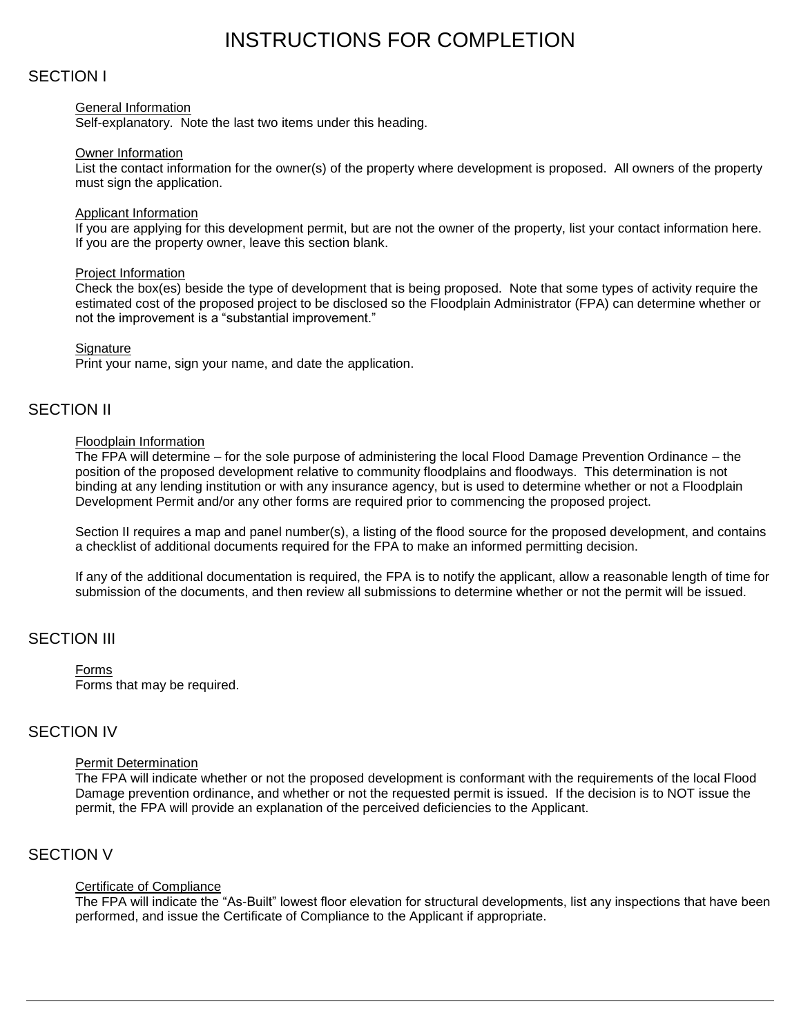# INSTRUCTIONS FOR COMPLETION

## SECTION I

<u>General Information</u>
Self-explanatory. Note the last two items under this heading.

<u>Owner Information</u>
List the contact information for the owner(s) of the property where development is proposed. All owners of the property must sign the application.

<u>Applicant Information</u>
If you are applying for this development permit, but are not the owner of the property, list your contact information here. If you are the property owner, leave this section blank.

<u>Project Information</u>
Check the box(es) beside the type of development that is being proposed. Note that some types of activity require the estimated cost of the proposed project to be disclosed so the Floodplain Administrator (FPA) can determine whether or not the improvement is a "substantial improvement."

<u>Signature</u>
Print your name, sign your name, and date the application.

## SECTION II

<u>Floodplain Information</u>
The FPA will determine – for the sole purpose of administering the local Flood Damage Prevention Ordinance – the position of the proposed development relative to community floodplains and floodways. This determination is not binding at any lending institution or with any insurance agency, but is used to determine whether or not a Floodplain Development Permit and/or any other forms are required prior to commencing the proposed project.

Section II requires a map and panel number(s), a listing of the flood source for the proposed development, and contains a checklist of additional documents required for the FPA to make an informed permitting decision.

If any of the additional documentation is required, the FPA is to notify the applicant, allow a reasonable length of time for submission of the documents, and then review all submissions to determine whether or not the permit will be issued.

## SECTION III

<u>Forms</u>
Forms that may be required.

## SECTION IV

<u>Permit Determination</u>
The FPA will indicate whether or not the proposed development is conformant with the requirements of the local Flood Damage prevention ordinance, and whether or not the requested permit is issued. If the decision is to NOT issue the permit, the FPA will provide an explanation of the perceived deficiencies to the Applicant.

## SECTION V

<u>Certificate of Compliance</u>
The FPA will indicate the "As-Built" lowest floor elevation for structural developments, list any inspections that have been performed, and issue the Certificate of Compliance to the Applicant if appropriate.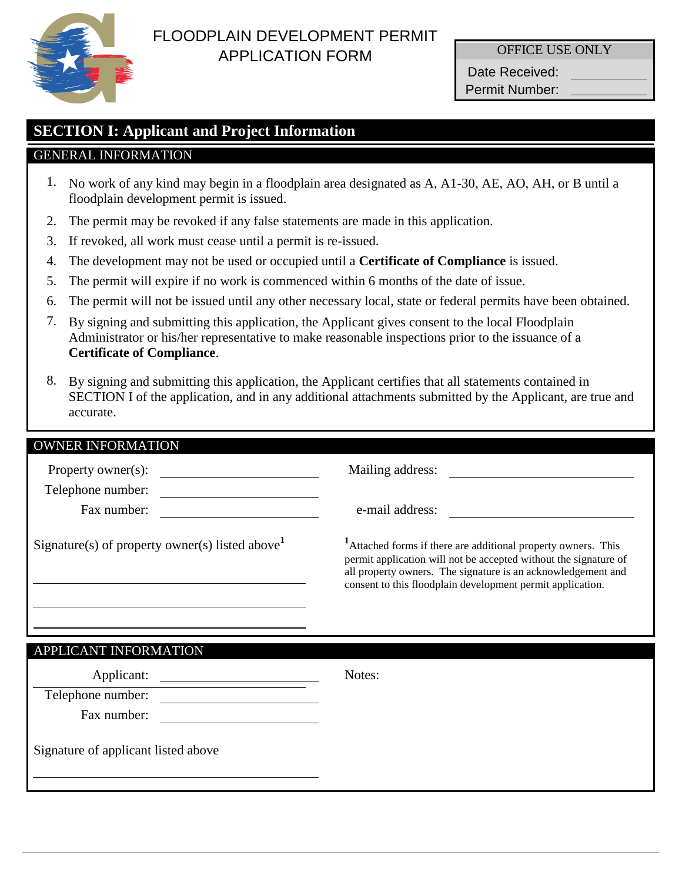# FLOODPLAIN DEVELOPMENT PERMIT APPLICATION FORM

| OFFICE USE ONLY | |
|---|---|
| Date Received: | |
| Permit Number: | |

## SECTION I: Applicant and Project Information

### GENERAL INFORMATION

1. No work of any kind may begin in a floodplain area designated as A, A1-30, AE, AO, AH, or B until a floodplain development permit is issued.
2. The permit may be revoked if any false statements are made in this application.
3. If revoked, all work must cease until a permit is re-issued.
4. The development may not be used or occupied until a **Certificate of Compliance** is issued.
5. The permit will expire if no work is commenced within 6 months of the date of issue.
6. The permit will not be issued until any other necessary local, state or federal permits have been obtained.
7. By signing and submitting this application, the Applicant gives consent to the local Floodplain Administrator or his/her representative to make reasonable inspections prior to the issuance of a **Certificate of Compliance**.
8. By signing and submitting this application, the Applicant certifies that all statements contained in SECTION I of the application, and in any additional attachments submitted by the Applicant, are true and accurate.

### OWNER INFORMATION

Property owner(s): ____________________

Telephone number: ____________________

Fax number: ____________________

Mailing address: ____________________

e-mail address: ____________________

Signature(s) of property owner(s) listed above[1]

____________________

____________________

____________________

[1] Attached forms if there are additional property owners. This permit application will not be accepted without the signature of all property owners. The signature is an acknowledgement and consent to this floodplain development permit application.

### APPLICANT INFORMATION

Applicant: ____________________

Telephone number: ____________________

Fax number: ____________________

Notes:

Signature of applicant listed above

____________________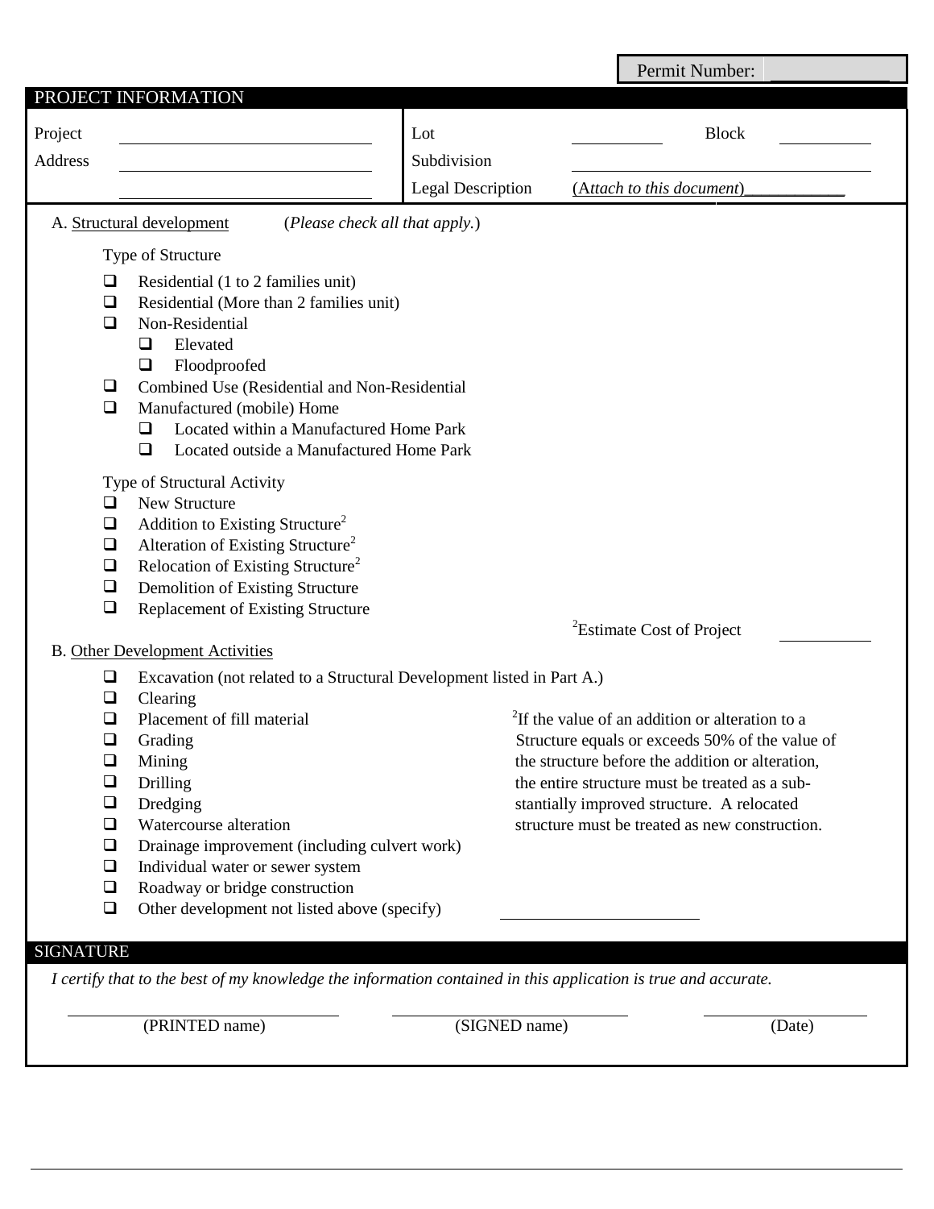Permit Number: ____________

## PROJECT INFORMATION

| | | | |
|---|---|---|---|
| Project Address | ____________________ | Lot ________ | Block ________ |
| | ____________________ | Subdivision | ____________________ |
| | ____________________ | Legal Description | (*Attach to this document*)___________ |

A. Structural development (*Please check all that apply.*)

Type of Structure

- ☐ Residential (1 to 2 families unit)
- ☐ Residential (More than 2 families unit)
- ☐ Non-Residential
  - ☐ Elevated
  - ☐ Floodproofed
- ☐ Combined Use (Residential and Non-Residential
- ☐ Manufactured (mobile) Home
  - ☐ Located within a Manufactured Home Park
  - ☐ Located outside a Manufactured Home Park

Type of Structural Activity

- ☐ New Structure
- ☐ Addition to Existing Structure[2]
- ☐ Alteration of Existing Structure[2]
- ☐ Relocation of Existing Structure[2]
- ☐ Demolition of Existing Structure
- ☐ Replacement of Existing Structure

[2]Estimate Cost of Project ________

B. Other Development Activities

- ☐ Excavation (not related to a Structural Development listed in Part A.)
- ☐ Clearing
- ☐ Placement of fill material
- ☐ Grading
- ☐ Mining
- ☐ Drilling
- ☐ Dredging
- ☐ Watercourse alteration
- ☐ Drainage improvement (including culvert work)
- ☐ Individual water or sewer system
- ☐ Roadway or bridge construction
- ☐ Other development not listed above (specify) ____________________

[2]If the value of an addition or alteration to a Structure equals or exceeds 50% of the value of the structure before the addition or alteration, the entire structure must be treated as a substantially improved structure. A relocated structure must be treated as new construction.

## SIGNATURE

*I certify that to the best of my knowledge the information contained in this application is true and accurate.*

____________________ (PRINTED name) ____________________ (SIGNED name) ____________ (Date)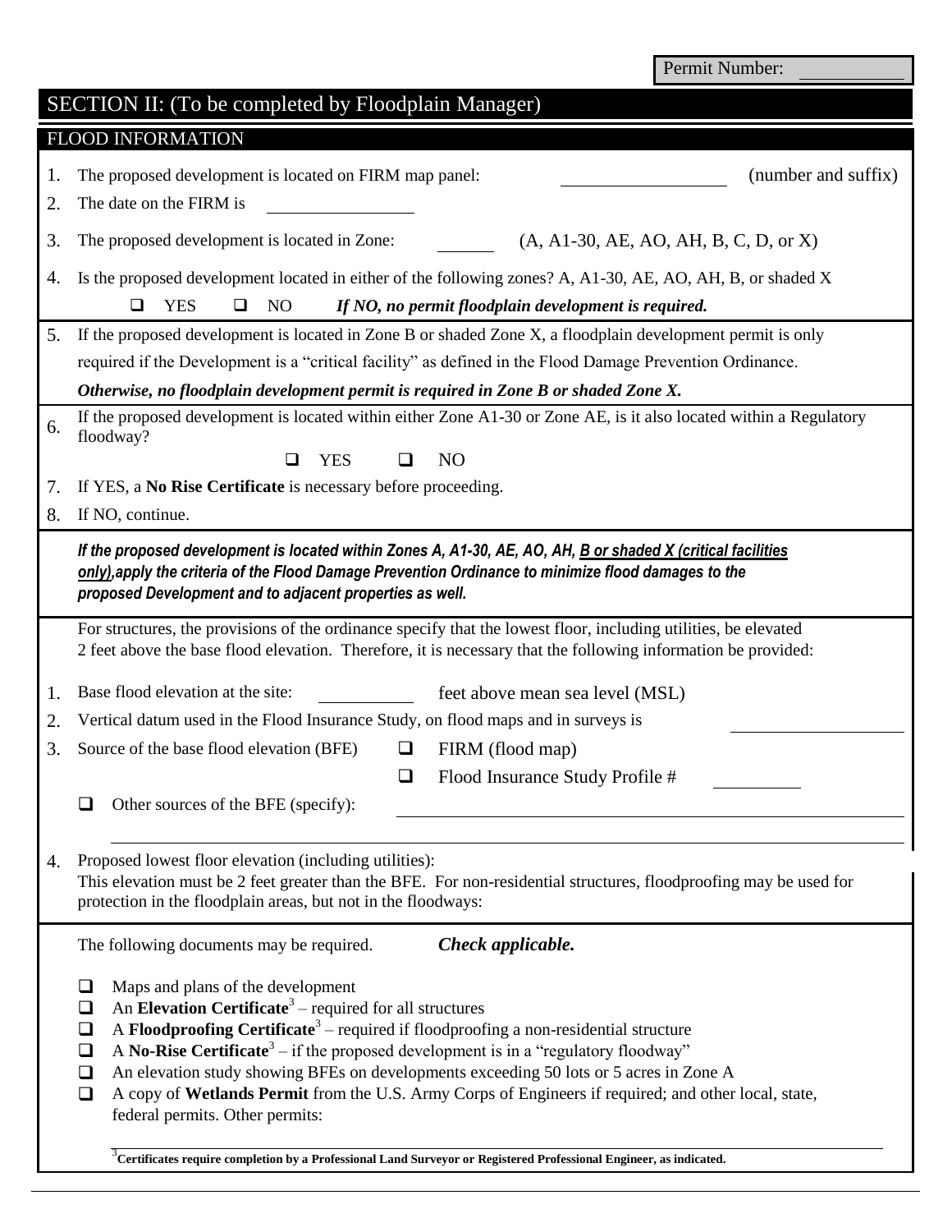Permit Number: ____________

## SECTION II: (To be completed by Floodplain Manager)

### FLOOD INFORMATION

1. The proposed development is located on FIRM map panel: ____________________ (number and suffix)
2. The date on the FIRM is ____________________
3. The proposed development is located in Zone: ________ (A, A1-30, AE, AO, AH, B, C, D, or X)
4. Is the proposed development located in either of the following zones? A, A1-30, AE, AO, AH, B, or shaded X

   ❑ YES ❑ NO *If NO, no permit floodplain development is required.*

5. If the proposed development is located in Zone B or shaded Zone X, a floodplain development permit is only required if the Development is a "critical facility" as defined in the Flood Damage Prevention Ordinance.

   ***Otherwise, no floodplain development permit is required in Zone B or shaded Zone X.***

6. If the proposed development is located within either Zone A1-30 or Zone AE, is it also located within a Regulatory floodway?

   ❑ YES ❑ NO

7. If YES, a **No Rise Certificate** is necessary before proceeding.
8. If NO, continue.

***If the proposed development is located within Zones A, A1-30, AE, AO, AH, B or shaded X (critical facilities only), apply the criteria of the Flood Damage Prevention Ordinance to minimize flood damages to the proposed Development and to adjacent properties as well.***

For structures, the provisions of the ordinance specify that the lowest floor, including utilities, be elevated 2 feet above the base flood elevation. Therefore, it is necessary that the following information be provided:

1. Base flood elevation at the site: ____________ feet above mean sea level (MSL)
2. Vertical datum used in the Flood Insurance Study, on flood maps and in surveys is ____________________
3. Source of the base flood elevation (BFE) ❑ FIRM (flood map)

   ❑ Flood Insurance Study Profile # ____________

   ❑ Other sources of the BFE (specify): ________________________________________

   ________________________________________________________________________

4. Proposed lowest floor elevation (including utilities):
   This elevation must be 2 feet greater than the BFE. For non-residential structures, floodproofing may be used for protection in the floodplain areas, but not in the floodways:

The following documents may be required. ***Check applicable.***

- ❑ Maps and plans of the development
- ❑ An **Elevation Certificate**[3] – required for all structures
- ❑ A **Floodproofing Certificate**[3] – required if floodproofing a non-residential structure
- ❑ A **No-Rise Certificate**[3] – if the proposed development is in a "regulatory floodway"
- ❑ An elevation study showing BFEs on developments exceeding 50 lots or 5 acres in Zone A
- ❑ A copy of **Wetlands Permit** from the U.S. Army Corps of Engineers if required; and other local, state, federal permits. Other permits:

[3] **Certificates require completion by a Professional Land Surveyor or Registered Professional Engineer, as indicated.**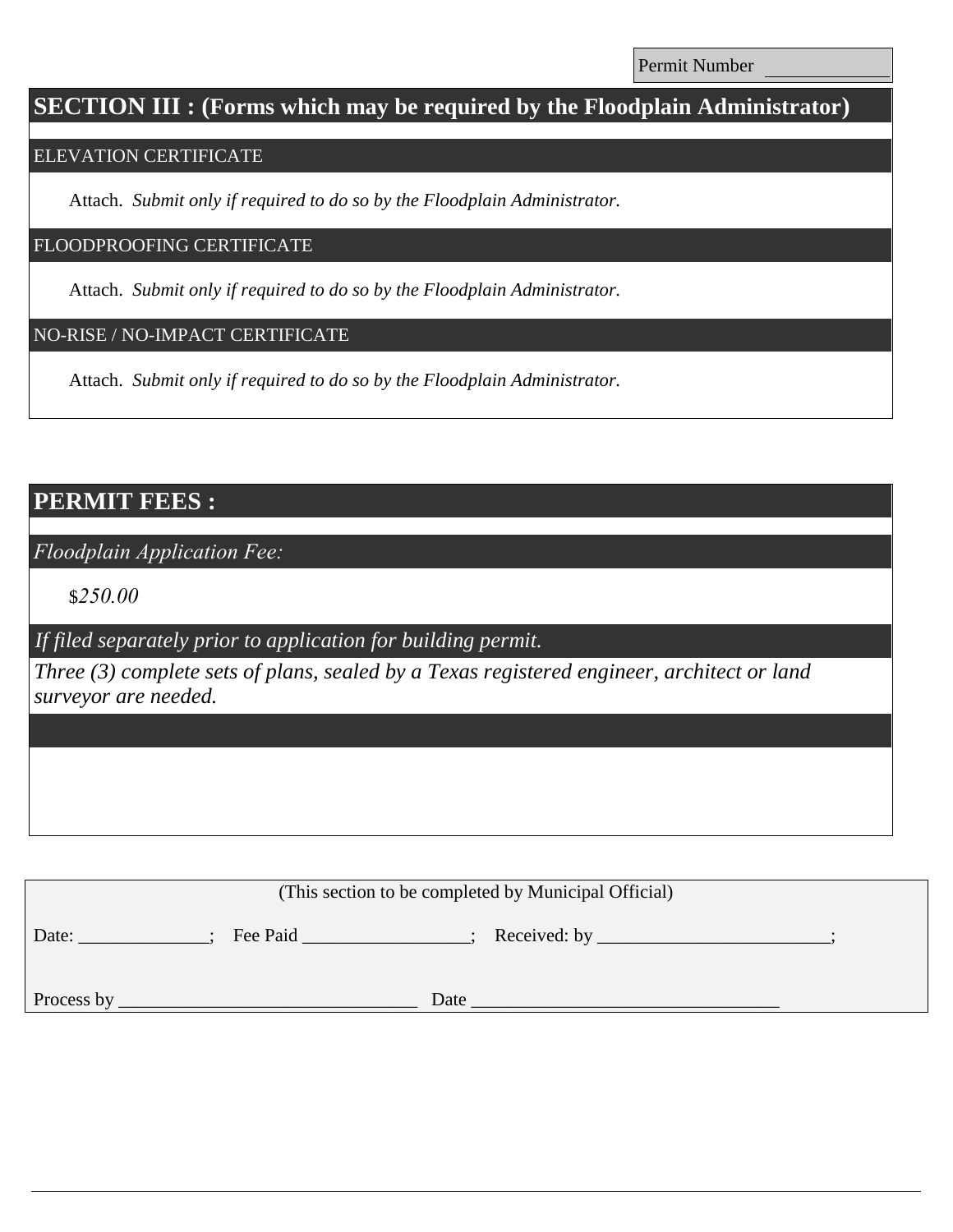Permit Number _____________

## SECTION III : (Forms which may be required by the Floodplain Administrator)

### ELEVATION CERTIFICATE

Attach. *Submit only if required to do so by the Floodplain Administrator.*

### FLOODPROOFING CERTIFICATE

Attach. *Submit only if required to do so by the Floodplain Administrator.*

### NO-RISE / NO-IMPACT CERTIFICATE

Attach. *Submit only if required to do so by the Floodplain Administrator.*

## PERMIT FEES :

*Floodplain Application Fee:*

$*250.00*

*If filed separately prior to application for building permit.*

*Three (3) complete sets of plans, sealed by a Texas registered engineer, architect or land surveyor are needed.*

(This section to be completed by Municipal Official)

Date: ______________; Fee Paid __________________; Received: by _________________________;

Process by ________________________________ Date ________________________________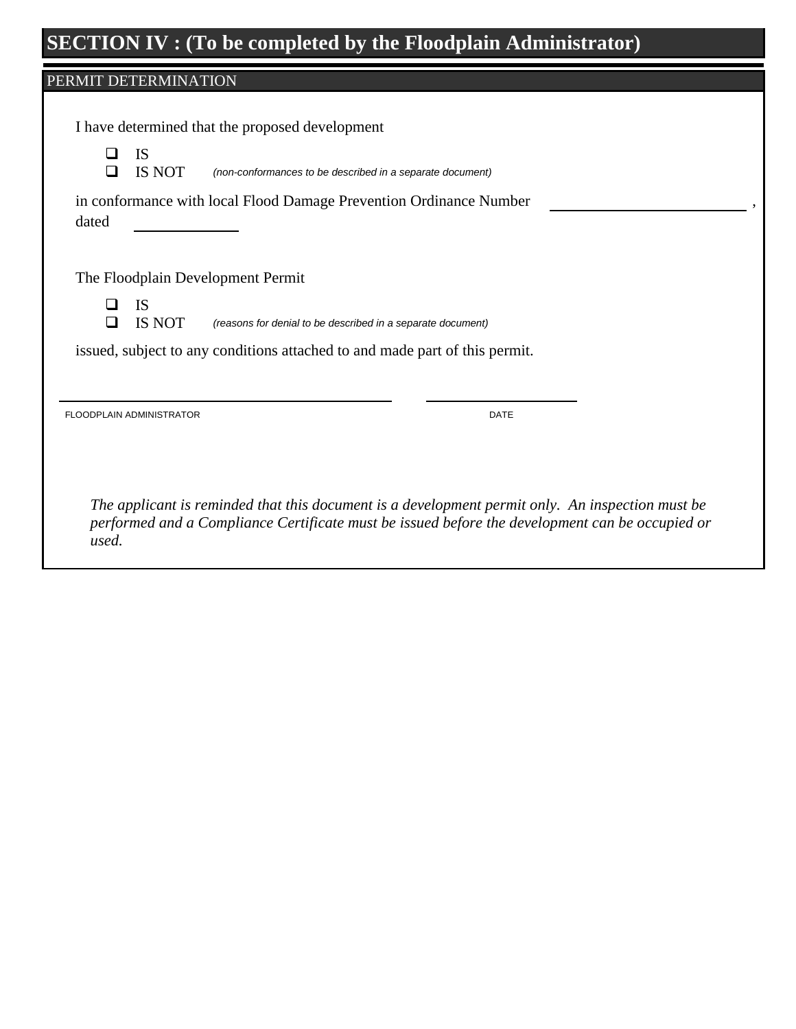# SECTION IV : (To be completed by the Floodplain Administrator)

## PERMIT DETERMINATION

I have determined that the proposed development

- ☐ IS
- ☐ IS NOT *(non-conformances to be described in a separate document)*

in conformance with local Flood Damage Prevention Ordinance Number \_\_\_\_\_\_\_\_\_\_\_\_\_\_\_\_\_\_\_\_\_\_\_\_ ,
dated \_\_\_\_\_\_\_\_\_\_\_\_

The Floodplain Development Permit

- ☐ IS
- ☐ IS NOT *(reasons for denial to be described in a separate document)*

issued, subject to any conditions attached to and made part of this permit.

\_\_\_\_\_\_\_\_\_\_\_\_\_\_\_\_\_\_\_\_\_\_\_\_\_\_\_\_\_\_\_\_\_\_\_\_\_\_\_\_ \_\_\_\_\_\_\_\_\_\_\_\_\_\_\_\_\_\_

FLOODPLAIN ADMINISTRATOR DATE

*The applicant is reminded that this document is a development permit only. An inspection must be performed and a Compliance Certificate must be issued before the development can be occupied or used.*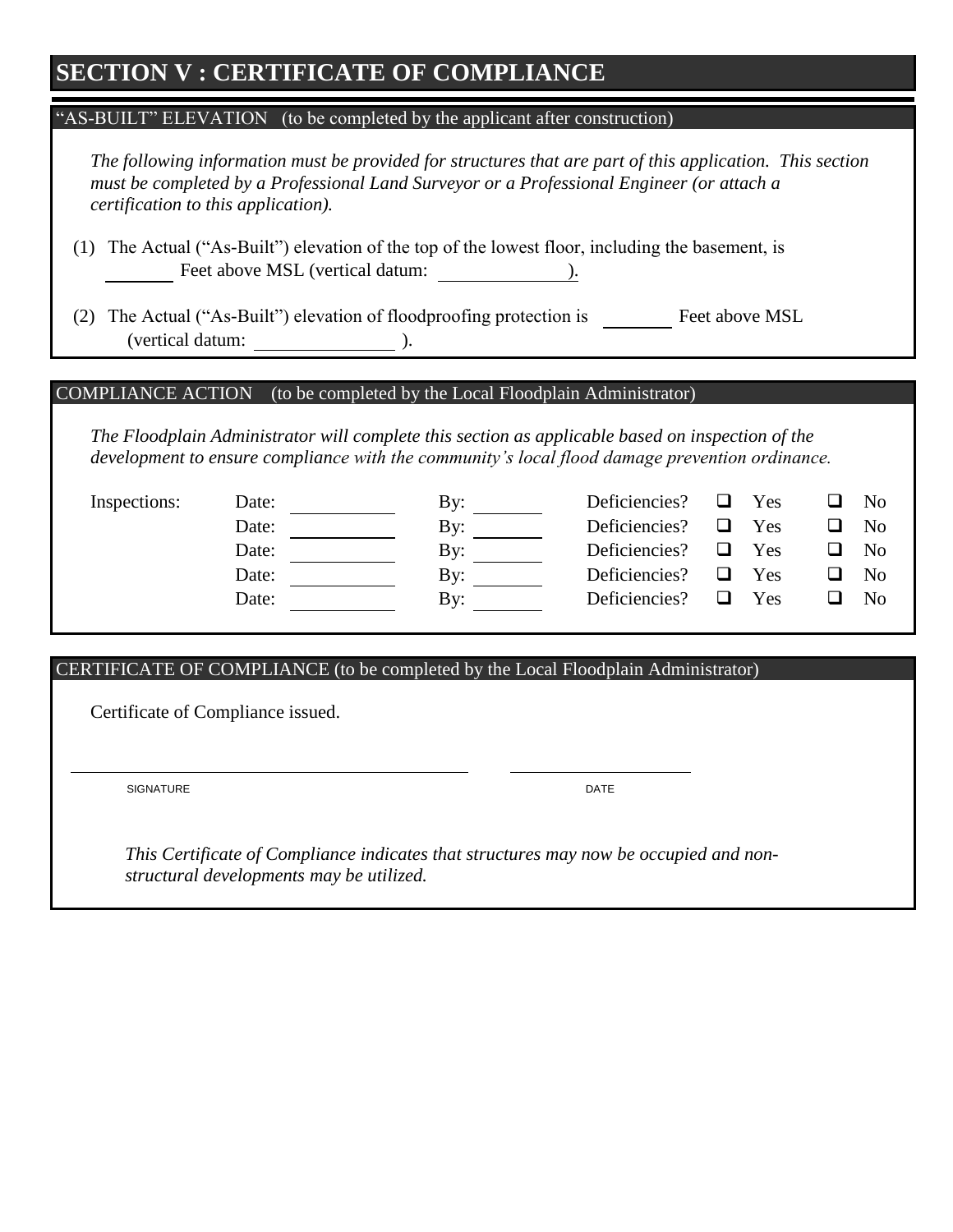# SECTION V : CERTIFICATE OF COMPLIANCE

## "AS-BUILT" ELEVATION (to be completed by the applicant after construction)

*The following information must be provided for structures that are part of this application. This section must be completed by a Professional Land Surveyor or a Professional Engineer (or attach a certification to this application).*

(1) The Actual ("As-Built") elevation of the top of the lowest floor, including the basement, is ________ Feet above MSL (vertical datum: ______________).

(2) The Actual ("As-Built") elevation of floodproofing protection is ________ Feet above MSL (vertical datum: ______________ ).

## COMPLIANCE ACTION (to be completed by the Local Floodplain Administrator)

*The Floodplain Administrator will complete this section as applicable based on inspection of the development to ensure compliance with the community's local flood damage prevention ordinance.*

| | | | | |
|---|---|---|---|---|
| Inspections: | Date: ____________ | By: ________ | Deficiencies? | ❑ Yes ❑ No |
| | Date: ____________ | By: ________ | Deficiencies? | ❑ Yes ❑ No |
| | Date: ____________ | By: ________ | Deficiencies? | ❑ Yes ❑ No |
| | Date: ____________ | By: ________ | Deficiencies? | ❑ Yes ❑ No |
| | Date: ____________ | By: ________ | Deficiencies? | ❑ Yes ❑ No |

## CERTIFICATE OF COMPLIANCE (to be completed by the Local Floodplain Administrator)

Certificate of Compliance issued.

________________________________________ ____________________

SIGNATURE DATE

*This Certificate of Compliance indicates that structures may now be occupied and non-structural developments may be utilized.*